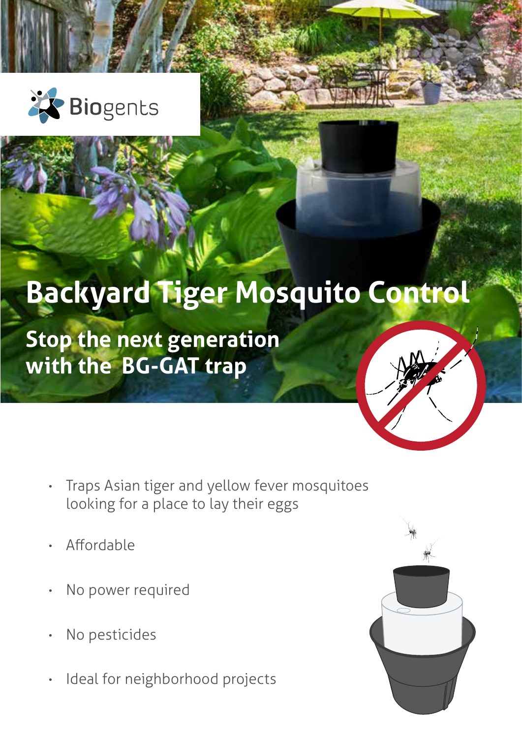Biogents

# Backyard Tiger Mosquito Control

## Stop the next generation with the BG-GAT trap

- Traps Asian tiger and yellow fever mosquitoes looking for a place to lay their eggs
- Affordable
- No power required
- No pesticides
- Ideal for neighborhood projects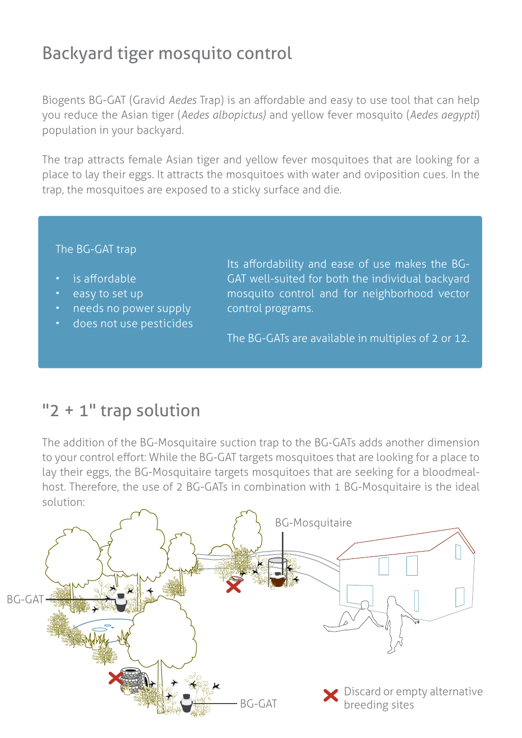## Backyard tiger mosquito control

Biogents BG-GAT (Gravid *Aedes* Trap) is an affordable and easy to use tool that can help you reduce the Asian tiger (*Aedes albopictus)* and yellow fever mosquito (*Aedes aegypti*) population in your backyard.

The trap attracts female Asian tiger and yellow fever mosquitoes that are looking for a place to lay their eggs. It attracts the mosquitoes with water and oviposition cues. In the trap, the mosquitoes are exposed to a sticky surface and die.

The BG-GAT trap

- is affordable
- easy to set up
- needs no power supply
- does not use pesticides

Its affordability and ease of use makes the BG-GAT well-suited for both the individual backyard mosquito control and for neighborhood vector control programs.

The BG-GATs are available in multiples of 2 or 12.

## "2 + 1" trap solution

The addition of the BG-Mosquitaire suction trap to the BG-GATs adds another dimension to your control effort: While the BG-GAT targets mosquitoes that are looking for a place to lay their eggs, the BG-Mosquitaire targets mosquitoes that are seeking for a bloodmeal-host. Therefore, the use of 2 BG-GATs in combination with 1 BG-Mosquitaire is the ideal solution:

BG-Mosquitaire

BG-GAT

BG-GAT

Discard or empty alternative breeding sites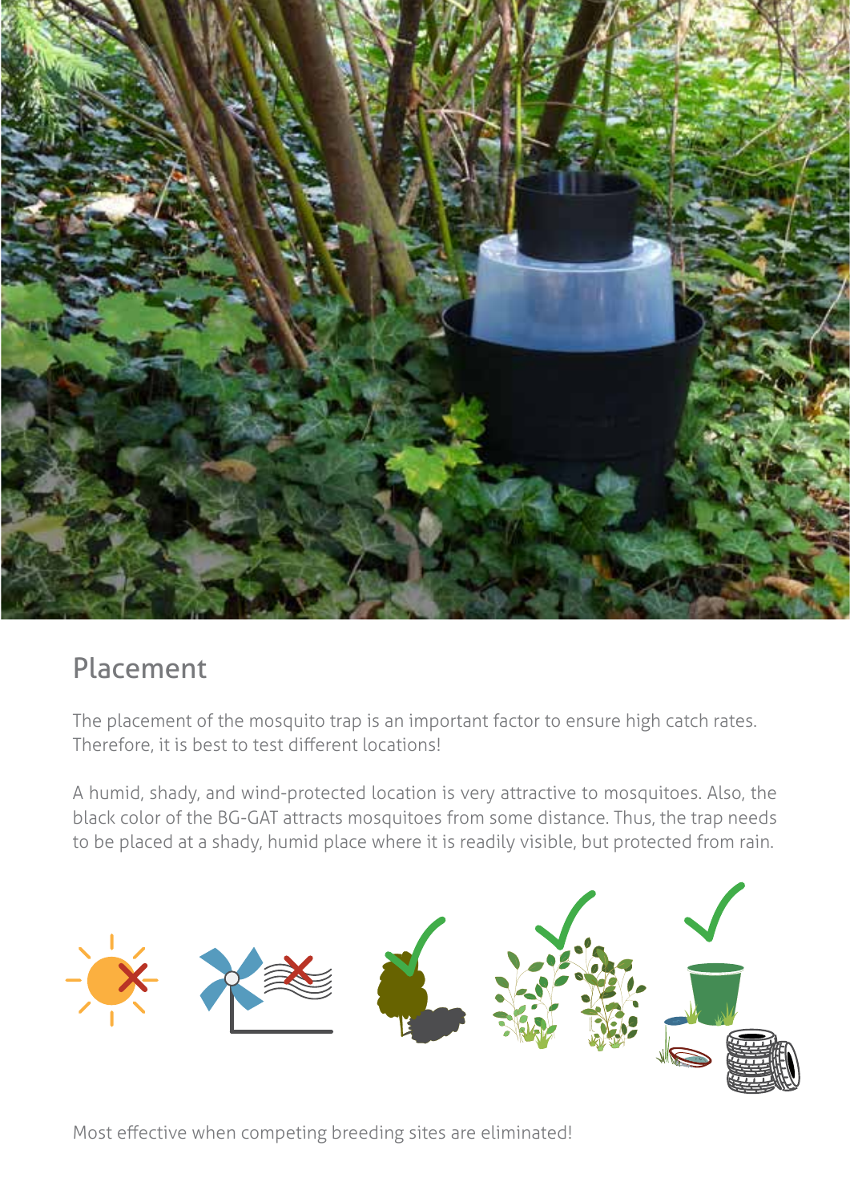## Placement

The placement of the mosquito trap is an important factor to ensure high catch rates. Therefore, it is best to test different locations!

A humid, shady, and wind-protected location is very attractive to mosquitoes. Also, the black color of the BG-GAT attracts mosquitoes from some distance. Thus, the trap needs to be placed at a shady, humid place where it is readily visible, but protected from rain.

Most effective when competing breeding sites are eliminated!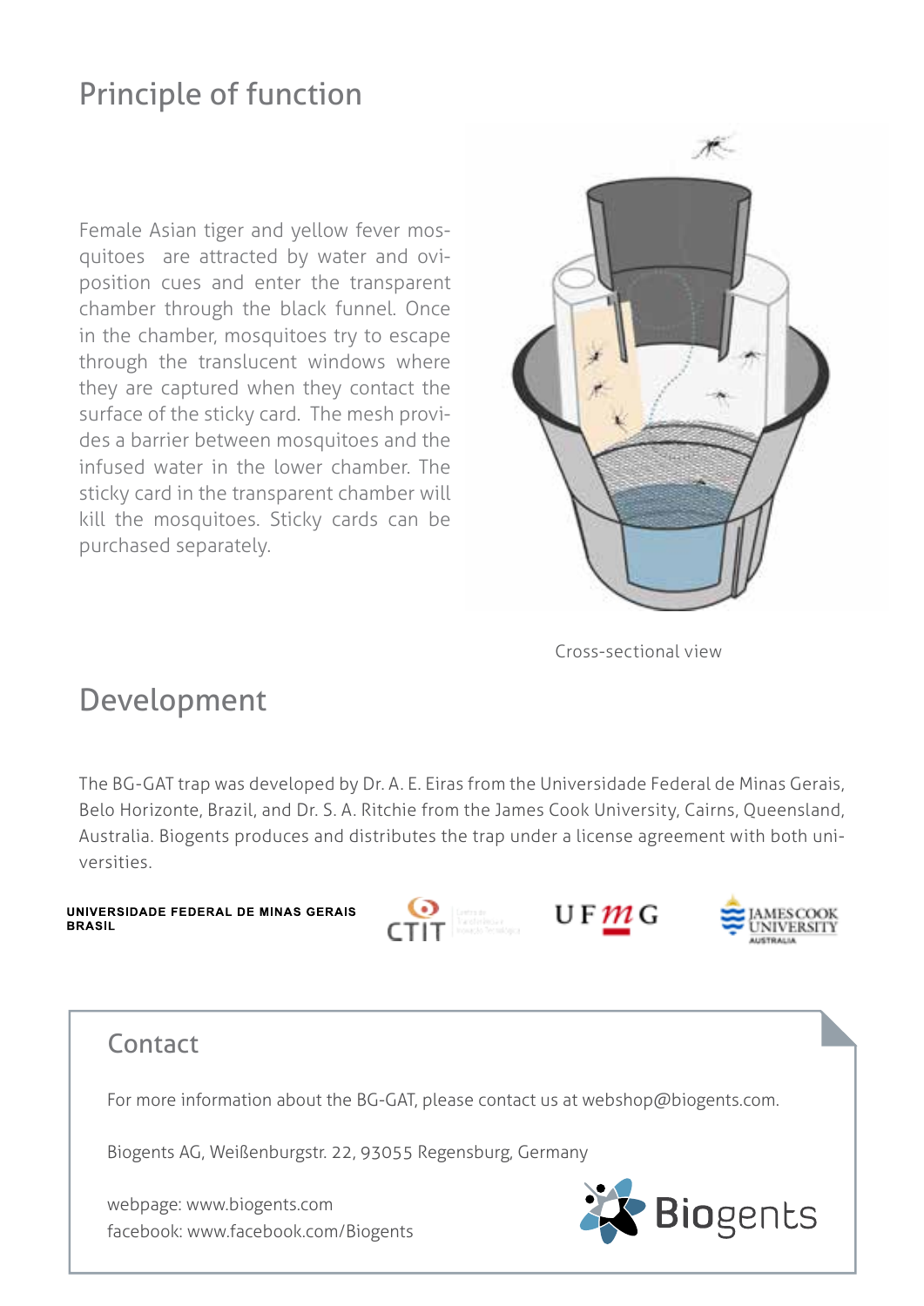## Principle of function

Female Asian tiger and yellow fever mosquitoes are attracted by water and oviposition cues and enter the transparent chamber through the black funnel. Once in the chamber, mosquitoes try to escape through the translucent windows where they are captured when they contact the surface of the sticky card. The mesh provides a barrier between mosquitoes and the infused water in the lower chamber. The sticky card in the transparent chamber will kill the mosquitoes. Sticky cards can be purchased separately.

Cross-sectional view

## Development

The BG-GAT trap was developed by Dr. A. E. Eiras from the Universidade Federal de Minas Gerais, Belo Horizonte, Brazil, and Dr. S. A. Ritchie from the James Cook University, Cairns, Queensland, Australia. Biogents produces and distributes the trap under a license agreement with both universities.

UNIVERSIDADE FEDERAL DE MINAS GERAIS
BRASIL

CTIT

UFMG

JAMES COOK UNIVERSITY AUSTRALIA

### Contact

For more information about the BG-GAT, please contact us at webshop@biogents.com.

Biogents AG, Weißenburgstr. 22, 93055 Regensburg, Germany

webpage: www.biogents.com
facebook: www.facebook.com/Biogents

Biogents